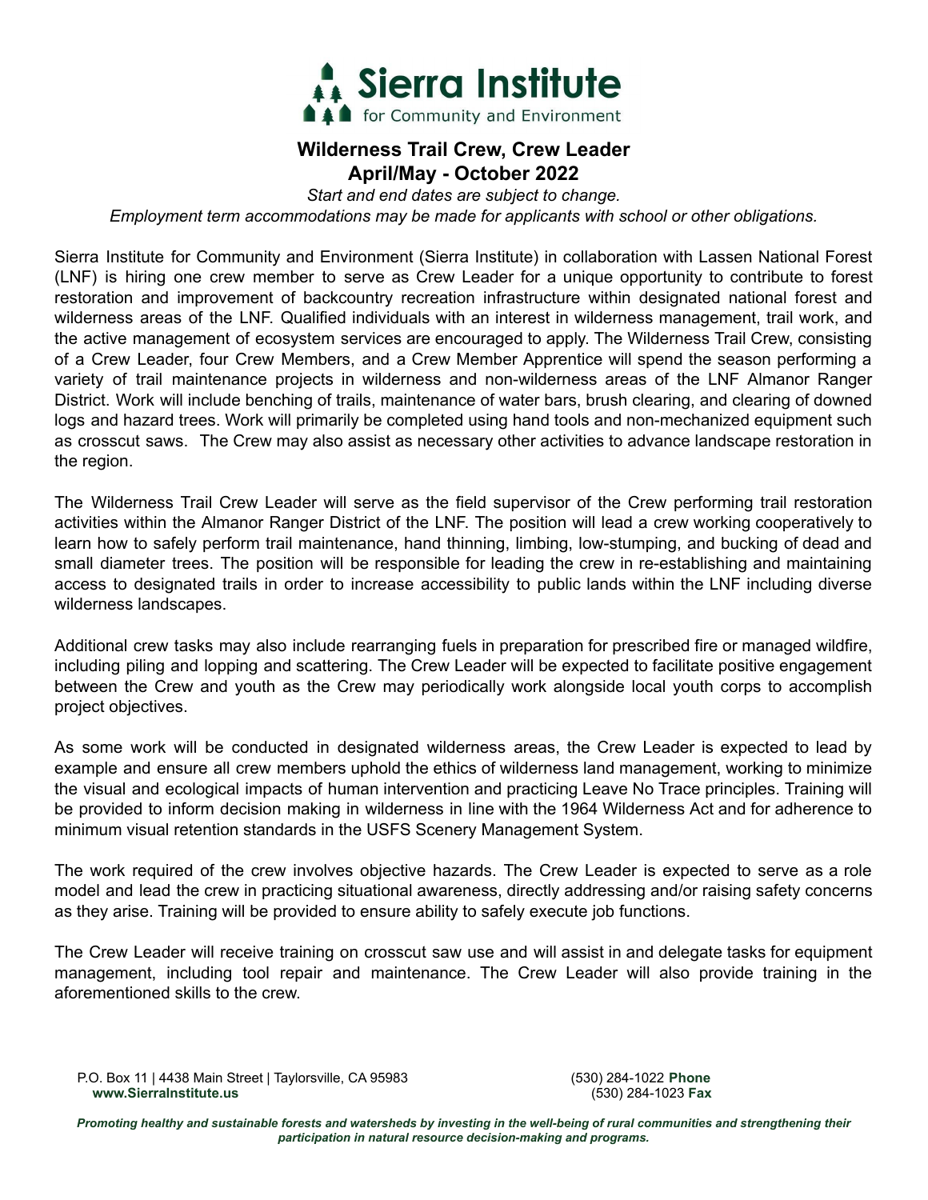Sierra Institute for Community and Environment

# Wilderness Trail Crew, Crew Leader
## April/May - October 2022

*Start and end dates are subject to change.*
*Employment term accommodations may be made for applicants with school or other obligations.*

Sierra Institute for Community and Environment (Sierra Institute) in collaboration with Lassen National Forest (LNF) is hiring one crew member to serve as Crew Leader for a unique opportunity to contribute to forest restoration and improvement of backcountry recreation infrastructure within designated national forest and wilderness areas of the LNF. Qualified individuals with an interest in wilderness management, trail work, and the active management of ecosystem services are encouraged to apply. The Wilderness Trail Crew, consisting of a Crew Leader, four Crew Members, and a Crew Member Apprentice will spend the season performing a variety of trail maintenance projects in wilderness and non-wilderness areas of the LNF Almanor Ranger District. Work will include benching of trails, maintenance of water bars, brush clearing, and clearing of downed logs and hazard trees. Work will primarily be completed using hand tools and non-mechanized equipment such as crosscut saws. The Crew may also assist as necessary other activities to advance landscape restoration in the region.

The Wilderness Trail Crew Leader will serve as the field supervisor of the Crew performing trail restoration activities within the Almanor Ranger District of the LNF. The position will lead a crew working cooperatively to learn how to safely perform trail maintenance, hand thinning, limbing, low-stumping, and bucking of dead and small diameter trees. The position will be responsible for leading the crew in re-establishing and maintaining access to designated trails in order to increase accessibility to public lands within the LNF including diverse wilderness landscapes.

Additional crew tasks may also include rearranging fuels in preparation for prescribed fire or managed wildfire, including piling and lopping and scattering. The Crew Leader will be expected to facilitate positive engagement between the Crew and youth as the Crew may periodically work alongside local youth corps to accomplish project objectives.

As some work will be conducted in designated wilderness areas, the Crew Leader is expected to lead by example and ensure all crew members uphold the ethics of wilderness land management, working to minimize the visual and ecological impacts of human intervention and practicing Leave No Trace principles. Training will be provided to inform decision making in wilderness in line with the 1964 Wilderness Act and for adherence to minimum visual retention standards in the USFS Scenery Management System.

The work required of the crew involves objective hazards. The Crew Leader is expected to serve as a role model and lead the crew in practicing situational awareness, directly addressing and/or raising safety concerns as they arise. Training will be provided to ensure ability to safely execute job functions.

The Crew Leader will receive training on crosscut saw use and will assist in and delegate tasks for equipment management, including tool repair and maintenance. The Crew Leader will also provide training in the aforementioned skills to the crew.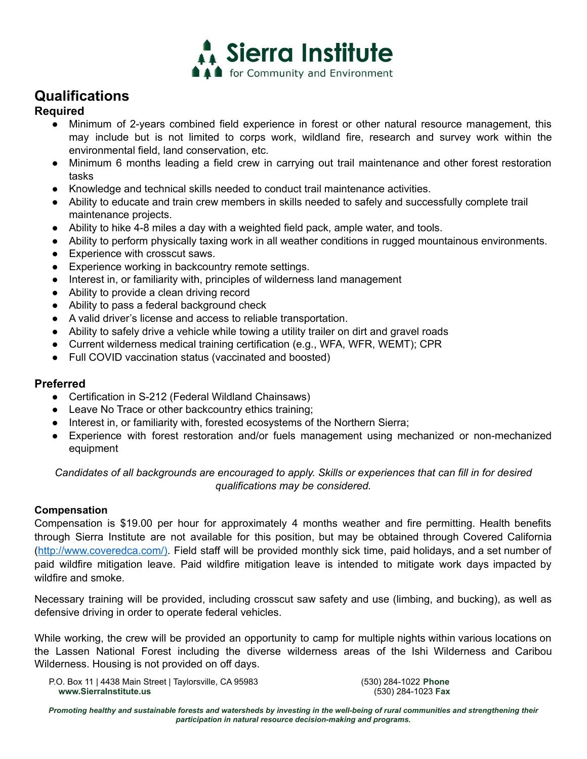## Qualifications

### Required

- Minimum of 2-years combined field experience in forest or other natural resource management, this may include but is not limited to corps work, wildland fire, research and survey work within the environmental field, land conservation, etc.
- Minimum 6 months leading a field crew in carrying out trail maintenance and other forest restoration tasks
- Knowledge and technical skills needed to conduct trail maintenance activities.
- Ability to educate and train crew members in skills needed to safely and successfully complete trail maintenance projects.
- Ability to hike 4-8 miles a day with a weighted field pack, ample water, and tools.
- Ability to perform physically taxing work in all weather conditions in rugged mountainous environments.
- Experience with crosscut saws.
- Experience working in backcountry remote settings.
- Interest in, or familiarity with, principles of wilderness land management
- Ability to provide a clean driving record
- Ability to pass a federal background check
- A valid driver's license and access to reliable transportation.
- Ability to safely drive a vehicle while towing a utility trailer on dirt and gravel roads
- Current wilderness medical training certification (e.g., WFA, WFR, WEMT); CPR
- Full COVID vaccination status (vaccinated and boosted)

### Preferred

- Certification in S-212 (Federal Wildland Chainsaws)
- Leave No Trace or other backcountry ethics training;
- Interest in, or familiarity with, forested ecosystems of the Northern Sierra;
- Experience with forest restoration and/or fuels management using mechanized or non-mechanized equipment

*Candidates of all backgrounds are encouraged to apply. Skills or experiences that can fill in for desired qualifications may be considered.*

**Compensation**

Compensation is $19.00 per hour for approximately 4 months weather and fire permitting. Health benefits through Sierra Institute are not available for this position, but may be obtained through Covered California (http://www.coveredca.com/). Field staff will be provided monthly sick time, paid holidays, and a set number of paid wildfire mitigation leave. Paid wildfire mitigation leave is intended to mitigate work days impacted by wildfire and smoke.

Necessary training will be provided, including crosscut saw safety and use (limbing, and bucking), as well as defensive driving in order to operate federal vehicles.

While working, the crew will be provided an opportunity to camp for multiple nights within various locations on the Lassen National Forest including the diverse wilderness areas of the Ishi Wilderness and Caribou Wilderness. Housing is not provided on off days.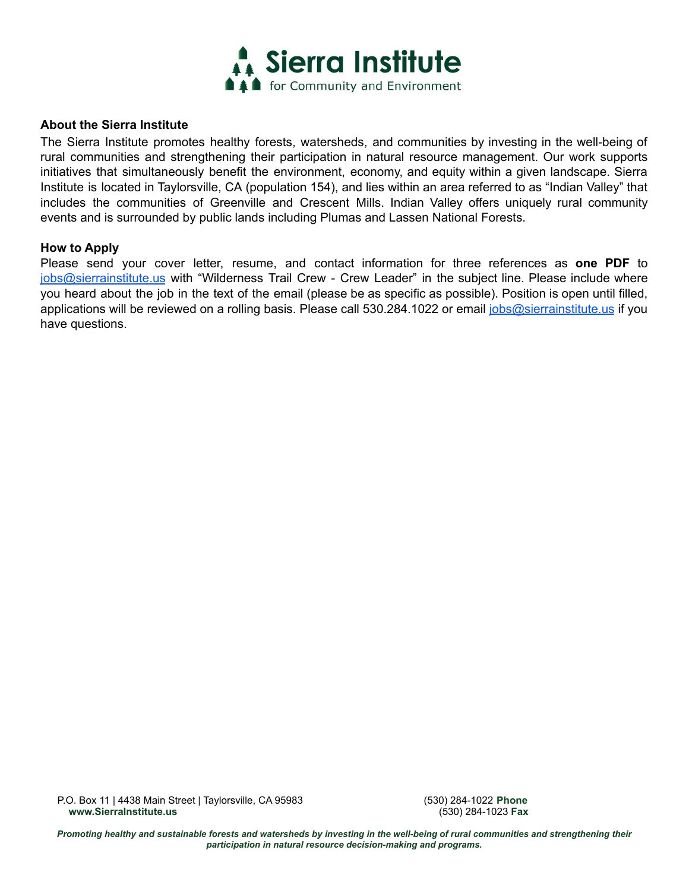**Sierra Institute**
for Community and Environment

**About the Sierra Institute**

The Sierra Institute promotes healthy forests, watersheds, and communities by investing in the well-being of rural communities and strengthening their participation in natural resource management. Our work supports initiatives that simultaneously benefit the environment, economy, and equity within a given landscape. Sierra Institute is located in Taylorsville, CA (population 154), and lies within an area referred to as “Indian Valley” that includes the communities of Greenville and Crescent Mills. Indian Valley offers uniquely rural community events and is surrounded by public lands including Plumas and Lassen National Forests.

**How to Apply**

Please send your cover letter, resume, and contact information for three references as **one PDF** to jobs@sierrainstitute.us with “Wilderness Trail Crew - Crew Leader” in the subject line. Please include where you heard about the job in the text of the email (please be as specific as possible). Position is open until filled, applications will be reviewed on a rolling basis. Please call 530.284.1022 or email jobs@sierrainstitute.us if you have questions.

P.O. Box 11 | 4438 Main Street | Taylorsville, CA 95983
**www.SierraInstitute.us**

(530) 284-1022 **Phone**
(530) 284-1023 **Fax**

***Promoting healthy and sustainable forests and watersheds by investing in the well-being of rural communities and strengthening their participation in natural resource decision-making and programs.***